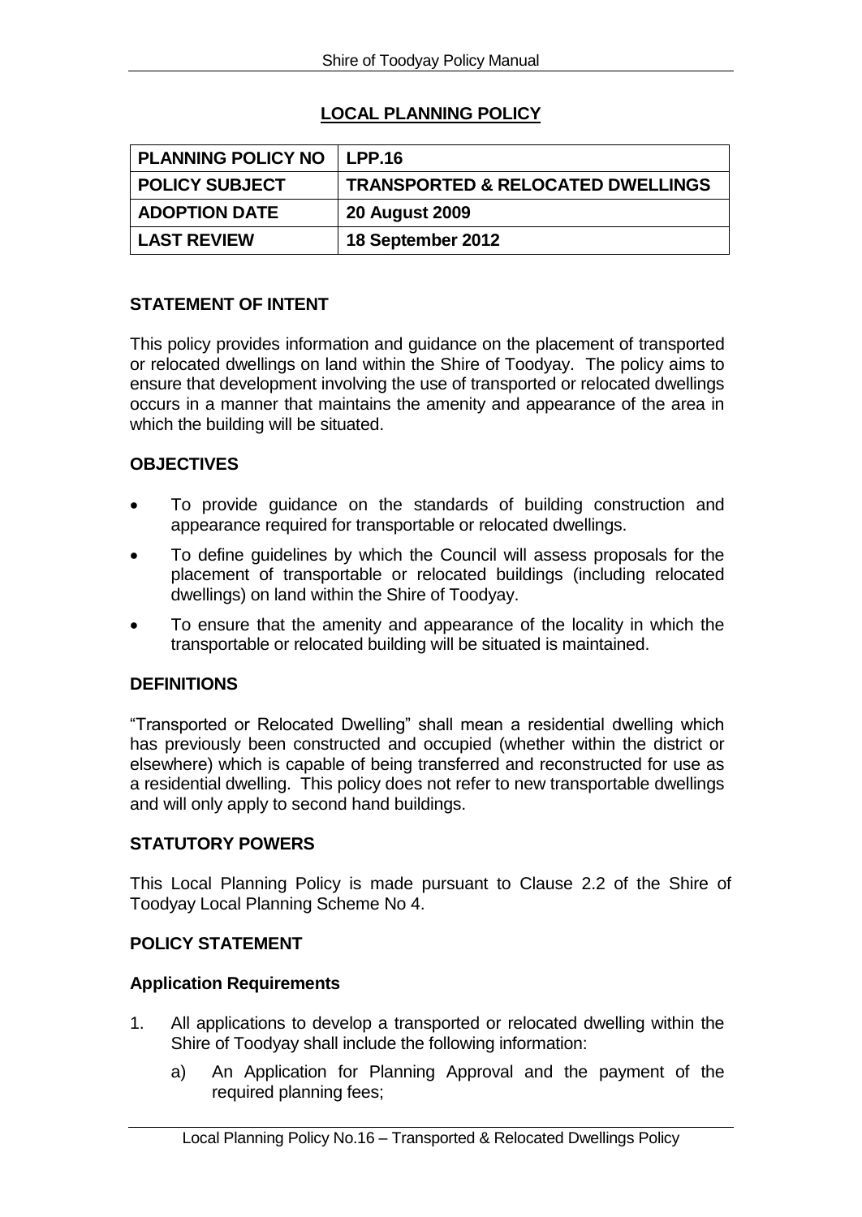# LOCAL PLANNING POLICY

| PLANNING POLICY NO | LPP.16 |
|---|---|
| POLICY SUBJECT | TRANSPORTED & RELOCATED DWELLINGS |
| ADOPTION DATE | 20 August 2009 |
| LAST REVIEW | 18 September 2012 |

## STATEMENT OF INTENT

This policy provides information and guidance on the placement of transported or relocated dwellings on land within the Shire of Toodyay. The policy aims to ensure that development involving the use of transported or relocated dwellings occurs in a manner that maintains the amenity and appearance of the area in which the building will be situated.

## OBJECTIVES

- To provide guidance on the standards of building construction and appearance required for transportable or relocated dwellings.
- To define guidelines by which the Council will assess proposals for the placement of transportable or relocated buildings (including relocated dwellings) on land within the Shire of Toodyay.
- To ensure that the amenity and appearance of the locality in which the transportable or relocated building will be situated is maintained.

## DEFINITIONS

"Transported or Relocated Dwelling" shall mean a residential dwelling which has previously been constructed and occupied (whether within the district or elsewhere) which is capable of being transferred and reconstructed for use as a residential dwelling. This policy does not refer to new transportable dwellings and will only apply to second hand buildings.

## STATUTORY POWERS

This Local Planning Policy is made pursuant to Clause 2.2 of the Shire of Toodyay Local Planning Scheme No 4.

## POLICY STATEMENT

### Application Requirements

1. All applications to develop a transported or relocated dwelling within the Shire of Toodyay shall include the following information:
   a) An Application for Planning Approval and the payment of the required planning fees;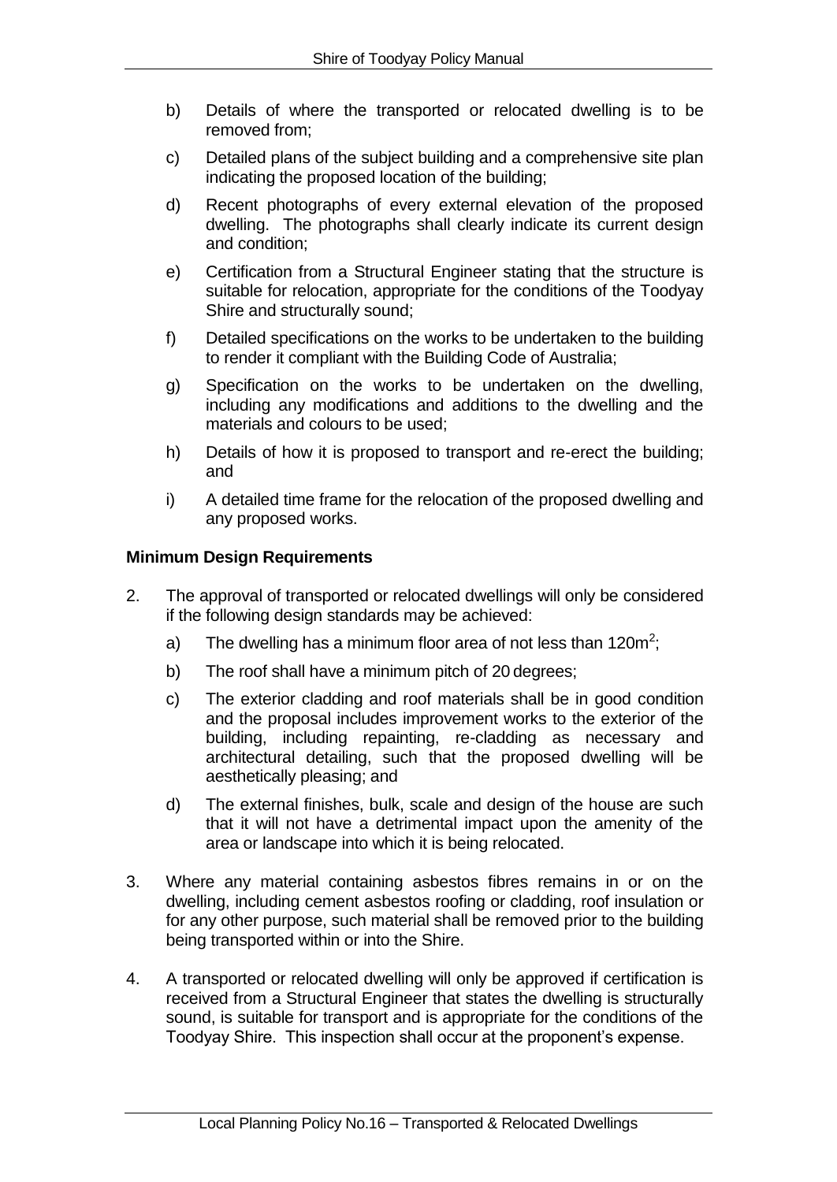b) Details of where the transported or relocated dwelling is to be removed from;

c) Detailed plans of the subject building and a comprehensive site plan indicating the proposed location of the building;

d) Recent photographs of every external elevation of the proposed dwelling. The photographs shall clearly indicate its current design and condition;

e) Certification from a Structural Engineer stating that the structure is suitable for relocation, appropriate for the conditions of the Toodyay Shire and structurally sound;

f) Detailed specifications on the works to be undertaken to the building to render it compliant with the Building Code of Australia;

g) Specification on the works to be undertaken on the dwelling, including any modifications and additions to the dwelling and the materials and colours to be used;

h) Details of how it is proposed to transport and re-erect the building; and

i) A detailed time frame for the relocation of the proposed dwelling and any proposed works.

**Minimum Design Requirements**

2. The approval of transported or relocated dwellings will only be considered if the following design standards may be achieved:

   a) The dwelling has a minimum floor area of not less than $120m^2$;

   b) The roof shall have a minimum pitch of 20 degrees;

   c) The exterior cladding and roof materials shall be in good condition and the proposal includes improvement works to the exterior of the building, including repainting, re-cladding as necessary and architectural detailing, such that the proposed dwelling will be aesthetically pleasing; and

   d) The external finishes, bulk, scale and design of the house are such that it will not have a detrimental impact upon the amenity of the area or landscape into which it is being relocated.

3. Where any material containing asbestos fibres remains in or on the dwelling, including cement asbestos roofing or cladding, roof insulation or for any other purpose, such material shall be removed prior to the building being transported within or into the Shire.

4. A transported or relocated dwelling will only be approved if certification is received from a Structural Engineer that states the dwelling is structurally sound, is suitable for transport and is appropriate for the conditions of the Toodyay Shire. This inspection shall occur at the proponent's expense.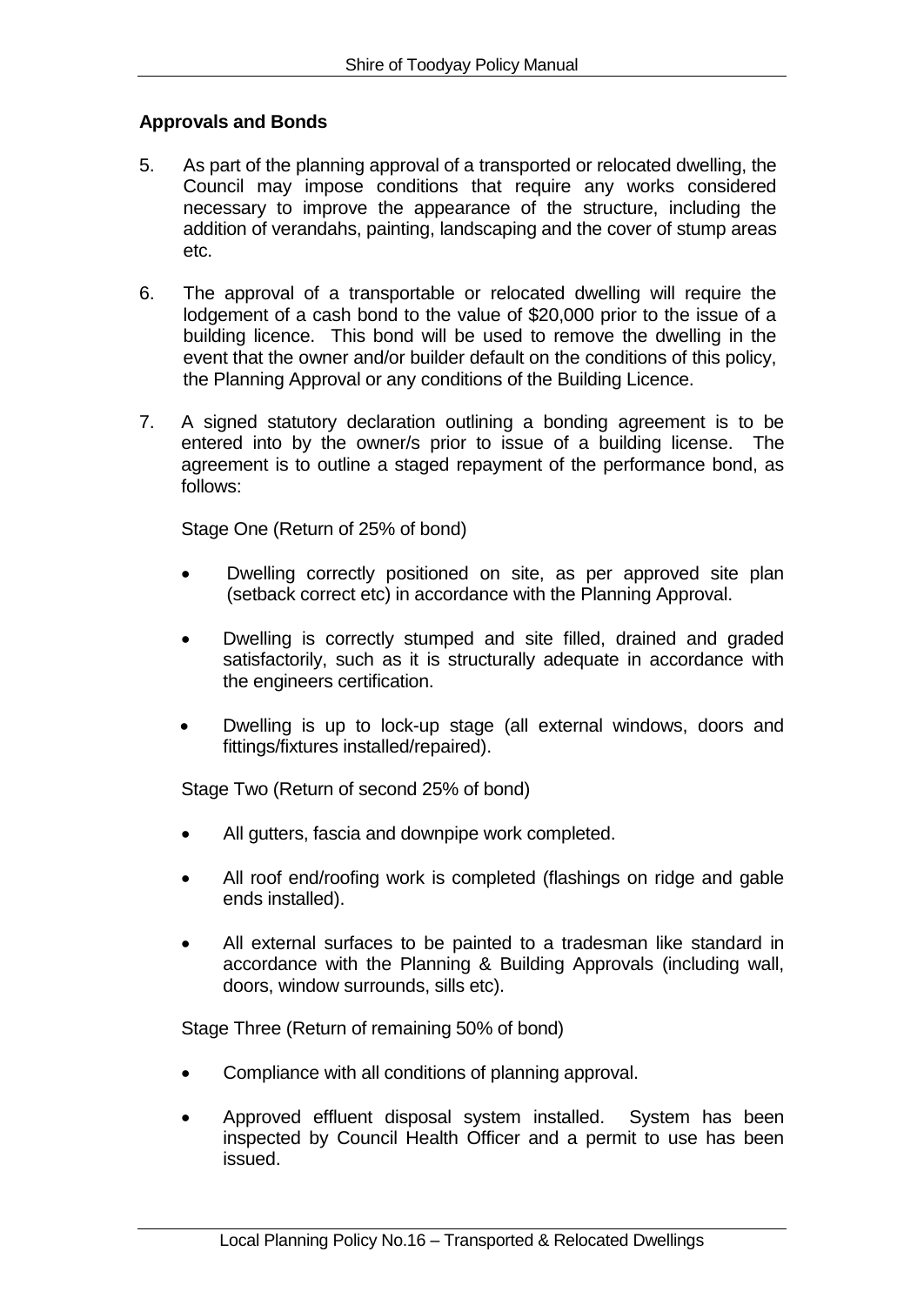**Approvals and Bonds**

5. As part of the planning approval of a transported or relocated dwelling, the Council may impose conditions that require any works considered necessary to improve the appearance of the structure, including the addition of verandahs, painting, landscaping and the cover of stump areas etc.

6. The approval of a transportable or relocated dwelling will require the lodgement of a cash bond to the value of $20,000 prior to the issue of a building licence. This bond will be used to remove the dwelling in the event that the owner and/or builder default on the conditions of this policy, the Planning Approval or any conditions of the Building Licence.

7. A signed statutory declaration outlining a bonding agreement is to be entered into by the owner/s prior to issue of a building license. The agreement is to outline a staged repayment of the performance bond, as follows:

   Stage One (Return of 25% of bond)

   - Dwelling correctly positioned on site, as per approved site plan (setback correct etc) in accordance with the Planning Approval.
   - Dwelling is correctly stumped and site filled, drained and graded satisfactorily, such as it is structurally adequate in accordance with the engineers certification.
   - Dwelling is up to lock-up stage (all external windows, doors and fittings/fixtures installed/repaired).

   Stage Two (Return of second 25% of bond)

   - All gutters, fascia and downpipe work completed.
   - All roof end/roofing work is completed (flashings on ridge and gable ends installed).
   - All external surfaces to be painted to a tradesman like standard in accordance with the Planning & Building Approvals (including wall, doors, window surrounds, sills etc).

   Stage Three (Return of remaining 50% of bond)

   - Compliance with all conditions of planning approval.
   - Approved effluent disposal system installed. System has been inspected by Council Health Officer and a permit to use has been issued.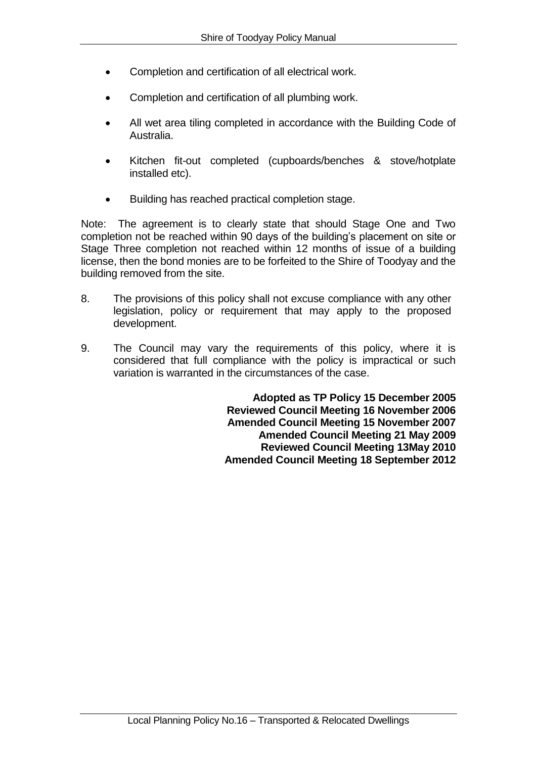- Completion and certification of all electrical work.
- Completion and certification of all plumbing work.
- All wet area tiling completed in accordance with the Building Code of Australia.
- Kitchen fit-out completed (cupboards/benches & stove/hotplate installed etc).
- Building has reached practical completion stage.

Note: The agreement is to clearly state that should Stage One and Two completion not be reached within 90 days of the building's placement on site or Stage Three completion not reached within 12 months of issue of a building license, then the bond monies are to be forfeited to the Shire of Toodyay and the building removed from the site.

8. The provisions of this policy shall not excuse compliance with any other legislation, policy or requirement that may apply to the proposed development.

9. The Council may vary the requirements of this policy, where it is considered that full compliance with the policy is impractical or such variation is warranted in the circumstances of the case.

**Adopted as TP Policy 15 December 2005**
**Reviewed Council Meeting 16 November 2006**
**Amended Council Meeting 15 November 2007**
**Amended Council Meeting 21 May 2009**
**Reviewed Council Meeting 13May 2010**
**Amended Council Meeting 18 September 2012**